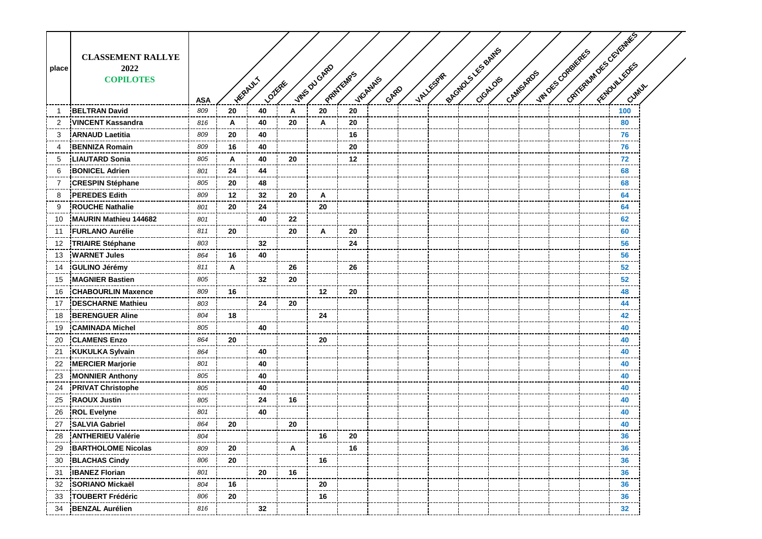| place | CLASSEMENT RALLYE 2022 COPILOTES | ASA | HERAULT | LOZERE | VINS DU GARD | PRINTEMPS | VIGANAIS | GARD | VALLESPIR | BAGNOLS LES BAINS | CIGALOIS | CAMISARDS | VIN DES CORBIERES | CRITERIUM DES CEVENNES | FENOUILLEDES | CUMUL |
|---|---|---|---|---|---|---|---|---|---|---|---|---|---|---|---|---|
| 1 | **BELTRAN David** | *809* | **20** | **40** | **A** | **20** | **20** | | | | | | | | | **100** |
| 2 | **VINCENT Kassandra** | *816* | **A** | **40** | **20** | **A** | **20** | | | | | | | | | **80** |
| 3 | **ARNAUD Laetitia** | *809* | **20** | **40** | | | **16** | | | | | | | | | **76** |
| 4 | **BENNIZA Romain** | *809* | **16** | **40** | | | **20** | | | | | | | | | **76** |
| 5 | **LIAUTARD Sonia** | *805* | **A** | **40** | **20** | | **12** | | | | | | | | | **72** |
| 6 | **BONICEL Adrien** | *801* | **24** | **44** | | | | | | | | | | | | **68** |
| 7 | **CRESPIN Stéphane** | *805* | **20** | **48** | | | | | | | | | | | | **68** |
| 8 | **PEREDES Edith** | *809* | **12** | **32** | **20** | **A** | | | | | | | | | | **64** |
| 9 | **ROUCHE Nathalie** | *801* | **20** | **24** | | **20** | | | | | | | | | | **64** |
| 10 | **MAURIN Mathieu 144682** | *801* | | **40** | **22** | | | | | | | | | | | **62** |
| 11 | **FURLANO Aurélie** | *811* | **20** | | **20** | **A** | **20** | | | | | | | | | **60** |
| 12 | **TRIAIRE Stéphane** | *803* | | **32** | | | **24** | | | | | | | | | **56** |
| 13 | **WARNET Jules** | *864* | **16** | **40** | | | | | | | | | | | | **56** |
| 14 | **GULINO Jérémy** | *811* | **A** | | **26** | | **26** | | | | | | | | | **52** |
| 15 | **MAGNIER Bastien** | *805* | | **32** | **20** | | | | | | | | | | | **52** |
| 16 | **CHABOURLIN Maxence** | *809* | **16** | | | **12** | **20** | | | | | | | | | **48** |
| 17 | **DESCHARNE Mathieu** | *803* | | **24** | **20** | | | | | | | | | | | **44** |
| 18 | **BERENGUER Aline** | *804* | **18** | | | **24** | | | | | | | | | | **42** |
| 19 | **CAMINADA Michel** | *805* | | **40** | | | | | | | | | | | | **40** |
| 20 | **CLAMENS Enzo** | *864* | **20** | | | **20** | | | | | | | | | | **40** |
| 21 | **KUKULKA Sylvain** | *864* | | **40** | | | | | | | | | | | | **40** |
| 22 | **MERCIER Marjorie** | *801* | | **40** | | | | | | | | | | | | **40** |
| 23 | **MONNIER Anthony** | *805* | | **40** | | | | | | | | | | | | **40** |
| 24 | **PRIVAT Christophe** | *805* | | **40** | | | | | | | | | | | | **40** |
| 25 | **RAOUX Justin** | *805* | | **24** | **16** | | | | | | | | | | | **40** |
| 26 | **ROL Evelyne** | *801* | | **40** | | | | | | | | | | | | **40** |
| 27 | **SALVIA Gabriel** | *864* | **20** | | **20** | | | | | | | | | | | **40** |
| 28 | **ANTHERIEU Valérie** | *804* | | | | **16** | **20** | | | | | | | | | **36** |
| 29 | **BARTHOLOME Nicolas** | *809* | **20** | | **A** | | **16** | | | | | | | | | **36** |
| 30 | **BLACHAS Cindy** | *806* | **20** | | | **16** | | | | | | | | | | **36** |
| 31 | **IBANEZ Florian** | *801* | | **20** | **16** | | | | | | | | | | | **36** |
| 32 | **SORIANO Mickaël** | *804* | **16** | | | **20** | | | | | | | | | | **36** |
| 33 | **TOUBERT Frédéric** | *806* | **20** | | | **16** | | | | | | | | | | **36** |
| 34 | **BENZAL Aurélien** | *816* | | **32** | | | | | | | | | | | | **32** |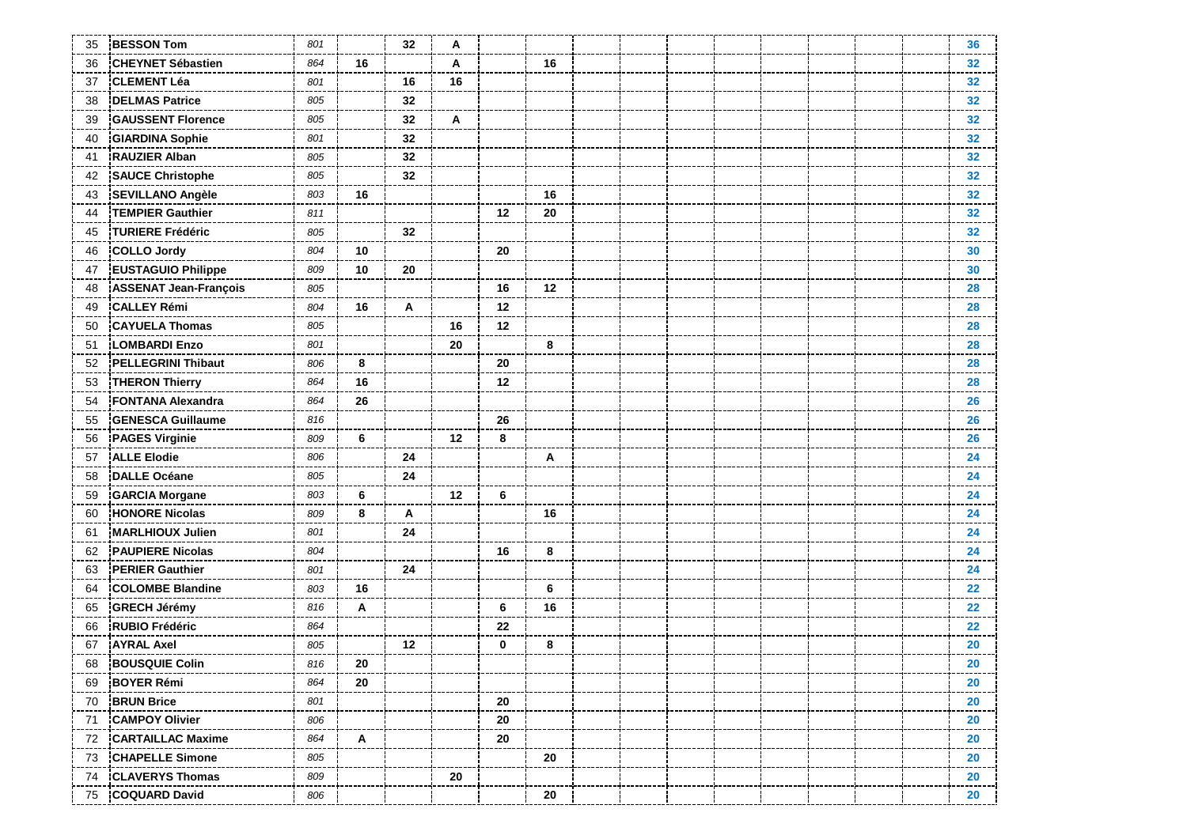| | | | | | | | | | | | | | | | | |
|---|---|---|---|---|---|---|---|---|---|---|---|---|---|---|---|---|
| 35 | **BESSON Tom** | *801* | | **32** | **A** | | | | | | | | | | | **36** |
| 36 | **CHEYNET Sébastien** | *864* | **16** | | **A** | | **16** | | | | | | | | | **32** |
| 37 | **CLEMENT Léa** | *801* | | **16** | **16** | | | | | | | | | | | **32** |
| 38 | **DELMAS Patrice** | *805* | | **32** | | | | | | | | | | | | **32** |
| 39 | **GAUSSENT Florence** | *805* | | **32** | **A** | | | | | | | | | | | **32** |
| 40 | **GIARDINA Sophie** | *801* | | **32** | | | | | | | | | | | | **32** |
| 41 | **RAUZIER Alban** | *805* | | **32** | | | | | | | | | | | | **32** |
| 42 | **SAUCE Christophe** | *805* | | **32** | | | | | | | | | | | | **32** |
| 43 | **SEVILLANO Angèle** | *803* | **16** | | | | **16** | | | | | | | | | **32** |
| 44 | **TEMPIER Gauthier** | *811* | | | | **12** | **20** | | | | | | | | | **32** |
| 45 | **TURIERE Frédéric** | *805* | | **32** | | | | | | | | | | | | **32** |
| 46 | **COLLO Jordy** | *804* | **10** | | | **20** | | | | | | | | | | **30** |
| 47 | **EUSTAGUIO Philippe** | *809* | **10** | **20** | | | | | | | | | | | | **30** |
| 48 | **ASSENAT Jean-François** | *805* | | | | **16** | **12** | | | | | | | | | **28** |
| 49 | **CALLEY Rémi** | *804* | **16** | **A** | | **12** | | | | | | | | | | **28** |
| 50 | **CAYUELA Thomas** | *805* | | | **16** | **12** | | | | | | | | | | **28** |
| 51 | **LOMBARDI Enzo** | *801* | | | **20** | | **8** | | | | | | | | | **28** |
| 52 | **PELLEGRINI Thibaut** | *806* | **8** | | | **20** | | | | | | | | | | **28** |
| 53 | **THERON Thierry** | *864* | **16** | | | **12** | | | | | | | | | | **28** |
| 54 | **FONTANA Alexandra** | *864* | **26** | | | | | | | | | | | | | **26** |
| 55 | **GENESCA Guillaume** | *816* | | | | **26** | | | | | | | | | | **26** |
| 56 | **PAGES Virginie** | *809* | **6** | | **12** | **8** | | | | | | | | | | **26** |
| 57 | **ALLE Elodie** | *806* | | **24** | | | **A** | | | | | | | | | **24** |
| 58 | **DALLE Océane** | *805* | | **24** | | | | | | | | | | | | **24** |
| 59 | **GARCIA Morgane** | *803* | **6** | | **12** | **6** | | | | | | | | | | **24** |
| 60 | **HONORE Nicolas** | *809* | **8** | **A** | | | **16** | | | | | | | | | **24** |
| 61 | **MARLHIOUX Julien** | *801* | | **24** | | | | | | | | | | | | **24** |
| 62 | **PAUPIERE Nicolas** | *804* | | | | **16** | **8** | | | | | | | | | **24** |
| 63 | **PERIER Gauthier** | *801* | | **24** | | | | | | | | | | | | **24** |
| 64 | **COLOMBE Blandine** | *803* | **16** | | | | **6** | | | | | | | | | **22** |
| 65 | **GRECH Jérémy** | *816* | **A** | | | **6** | **16** | | | | | | | | | **22** |
| 66 | **RUBIO Frédéric** | *864* | | | | **22** | | | | | | | | | | **22** |
| 67 | **AYRAL Axel** | *805* | | **12** | | **0** | **8** | | | | | | | | | **20** |
| 68 | **BOUSQUIE Colin** | *816* | **20** | | | | | | | | | | | | | **20** |
| 69 | **BOYER Rémi** | *864* | **20** | | | | | | | | | | | | | **20** |
| 70 | **BRUN Brice** | *801* | | | | **20** | | | | | | | | | | **20** |
| 71 | **CAMPOY Olivier** | *806* | | | | **20** | | | | | | | | | | **20** |
| 72 | **CARTAILLAC Maxime** | *864* | **A** | | | **20** | | | | | | | | | | **20** |
| 73 | **CHAPELLE Simone** | *805* | | | | | **20** | | | | | | | | | **20** |
| 74 | **CLAVERYS Thomas** | *809* | | | **20** | | | | | | | | | | | **20** |
| 75 | **COQUARD David** | *806* | | | | | **20** | | | | | | | | | **20** |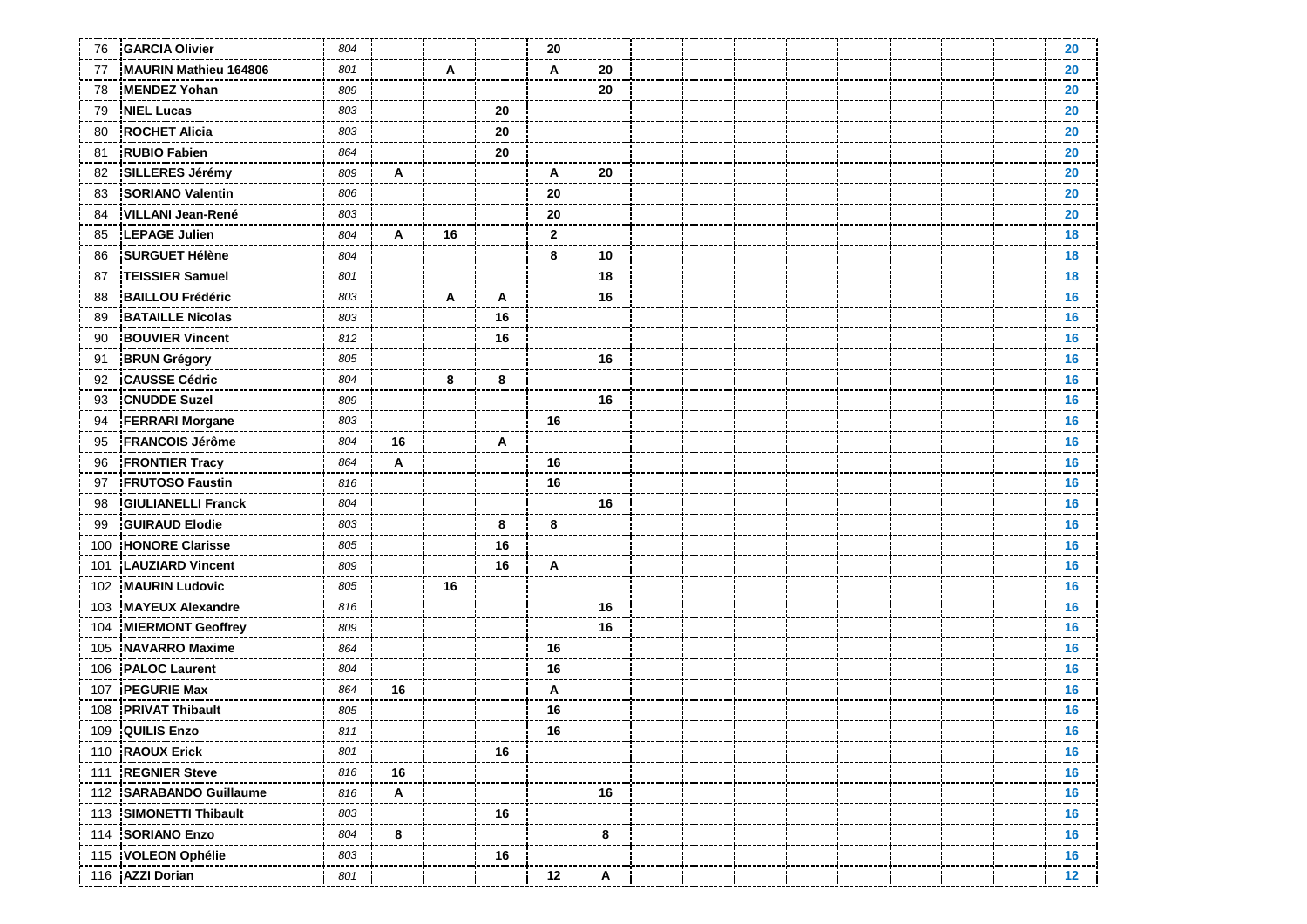| | | | | | | | | | | | | | | | | |
|---|---|---|---|---|---|---|---|---|---|---|---|---|---|---|---|---|
| 76 | **GARCIA Olivier** | *804* | | | | **20** | | | | | | | | | | **20** |
| 77 | **MAURIN Mathieu 164806** | *801* | | **A** | | **A** | **20** | | | | | | | | | **20** |
| 78 | **MENDEZ Yohan** | *809* | | | | | **20** | | | | | | | | | **20** |
| 79 | **NIEL Lucas** | *803* | | | **20** | | | | | | | | | | | **20** |
| 80 | **ROCHET Alicia** | *803* | | | **20** | | | | | | | | | | | **20** |
| 81 | **RUBIO Fabien** | *864* | | | **20** | | | | | | | | | | | **20** |
| 82 | **SILLERES Jérémy** | *809* | **A** | | | **A** | **20** | | | | | | | | | **20** |
| 83 | **SORIANO Valentin** | *806* | | | | **20** | | | | | | | | | | **20** |
| 84 | **VILLANI Jean-René** | *803* | | | | **20** | | | | | | | | | | **20** |
| 85 | **LEPAGE Julien** | *804* | **A** | **16** | | **2** | | | | | | | | | | **18** |
| 86 | **SURGUET Hélène** | *804* | | | | **8** | **10** | | | | | | | | | **18** |
| 87 | **TEISSIER Samuel** | *801* | | | | | **18** | | | | | | | | | **18** |
| 88 | **BAILLOU Frédéric** | *803* | | **A** | **A** | | **16** | | | | | | | | | **16** |
| 89 | **BATAILLE Nicolas** | *803* | | | **16** | | | | | | | | | | | **16** |
| 90 | **BOUVIER Vincent** | *812* | | | **16** | | | | | | | | | | | **16** |
| 91 | **BRUN Grégory** | *805* | | | | | **16** | | | | | | | | | **16** |
| 92 | **CAUSSE Cédric** | *804* | | **8** | **8** | | | | | | | | | | | **16** |
| 93 | **CNUDDE Suzel** | *809* | | | | | **16** | | | | | | | | | **16** |
| 94 | **FERRARI Morgane** | *803* | | | | **16** | | | | | | | | | | **16** |
| 95 | **FRANCOIS Jérôme** | *804* | **16** | | **A** | | | | | | | | | | | **16** |
| 96 | **FRONTIER Tracy** | *864* | **A** | | | **16** | | | | | | | | | | **16** |
| 97 | **FRUTOSO Faustin** | *816* | | | | **16** | | | | | | | | | | **16** |
| 98 | **GIULIANELLI Franck** | *804* | | | | | **16** | | | | | | | | | **16** |
| 99 | **GUIRAUD Elodie** | *803* | | | **8** | **8** | | | | | | | | | | **16** |
| 100 | **HONORE Clarisse** | *805* | | | **16** | | | | | | | | | | | **16** |
| 101 | **LAUZIARD Vincent** | *809* | | | **16** | **A** | | | | | | | | | | **16** |
| 102 | **MAURIN Ludovic** | *805* | | **16** | | | | | | | | | | | | **16** |
| 103 | **MAYEUX Alexandre** | *816* | | | | | **16** | | | | | | | | | **16** |
| 104 | **MIERMONT Geoffrey** | *809* | | | | | **16** | | | | | | | | | **16** |
| 105 | **NAVARRO Maxime** | *864* | | | | **16** | | | | | | | | | | **16** |
| 106 | **PALOC Laurent** | *804* | | | | **16** | | | | | | | | | | **16** |
| 107 | **PEGURIE Max** | *864* | **16** | | | **A** | | | | | | | | | | **16** |
| 108 | **PRIVAT Thibault** | *805* | | | | **16** | | | | | | | | | | **16** |
| 109 | **QUILIS Enzo** | *811* | | | | **16** | | | | | | | | | | **16** |
| 110 | **RAOUX Erick** | *801* | | | **16** | | | | | | | | | | | **16** |
| 111 | **REGNIER Steve** | *816* | **16** | | | | | | | | | | | | | **16** |
| 112 | **SARABANDO Guillaume** | *816* | **A** | | | | **16** | | | | | | | | | **16** |
| 113 | **SIMONETTI Thibault** | *803* | | | **16** | | | | | | | | | | | **16** |
| 114 | **SORIANO Enzo** | *804* | **8** | | | | **8** | | | | | | | | | **16** |
| 115 | **VOLEON Ophélie** | *803* | | | **16** | | | | | | | | | | | **16** |
| 116 | **AZZI Dorian** | *801* | | | | **12** | **A** | | | | | | | | | **12** |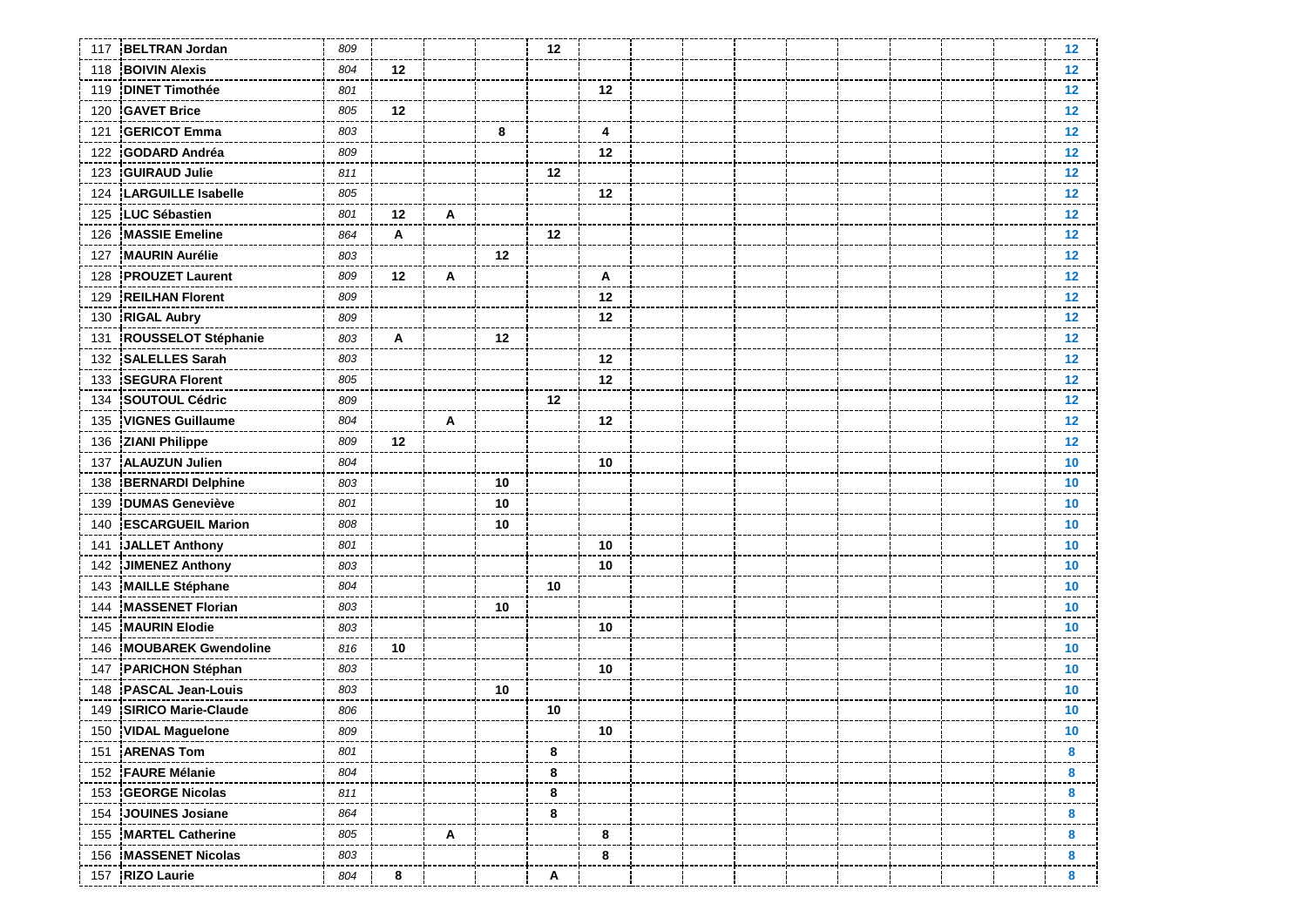| | | | | | | | | | | | | | | | | |
|---|---|---|---|---|---|---|---|---|---|---|---|---|---|---|---|---|
| 117 | **BELTRAN Jordan** | *809* | | | | **12** | | | | | | | | | | **12** |
| 118 | **BOIVIN Alexis** | *804* | **12** | | | | | | | | | | | | | **12** |
| 119 | **DINET Timothée** | *801* | | | | | **12** | | | | | | | | | **12** |
| 120 | **GAVET Brice** | *805* | **12** | | | | | | | | | | | | | **12** |
| 121 | **GERICOT Emma** | *803* | | | **8** | | **4** | | | | | | | | | **12** |
| 122 | **GODARD Andréa** | *809* | | | | | **12** | | | | | | | | | **12** |
| 123 | **GUIRAUD Julie** | *811* | | | | **12** | | | | | | | | | | **12** |
| 124 | **LARGUILLE Isabelle** | *805* | | | | | **12** | | | | | | | | | **12** |
| 125 | **LUC Sébastien** | *801* | **12** | **A** | | | | | | | | | | | | **12** |
| 126 | **MASSIE Emeline** | *864* | **A** | | | **12** | | | | | | | | | | **12** |
| 127 | **MAURIN Aurélie** | *803* | | | **12** | | | | | | | | | | | **12** |
| 128 | **PROUZET Laurent** | *809* | **12** | **A** | | | **A** | | | | | | | | | **12** |
| 129 | **REILHAN Florent** | *809* | | | | | **12** | | | | | | | | | **12** |
| 130 | **RIGAL Aubry** | *809* | | | | | **12** | | | | | | | | | **12** |
| 131 | **ROUSSELOT Stéphanie** | *803* | **A** | | **12** | | | | | | | | | | | **12** |
| 132 | **SALELLES Sarah** | *803* | | | | | **12** | | | | | | | | | **12** |
| 133 | **SEGURA Florent** | *805* | | | | | **12** | | | | | | | | | **12** |
| 134 | **SOUTOUL Cédric** | *809* | | | | **12** | | | | | | | | | | **12** |
| 135 | **VIGNES Guillaume** | *804* | | **A** | | | **12** | | | | | | | | | **12** |
| 136 | **ZIANI Philippe** | *809* | **12** | | | | | | | | | | | | | **12** |
| 137 | **ALAUZUN Julien** | *804* | | | | | **10** | | | | | | | | | **10** |
| 138 | **BERNARDI Delphine** | *803* | | | **10** | | | | | | | | | | | **10** |
| 139 | **DUMAS Geneviève** | *801* | | | **10** | | | | | | | | | | | **10** |
| 140 | **ESCARGUEIL Marion** | *808* | | | **10** | | | | | | | | | | | **10** |
| 141 | **JALLET Anthony** | *801* | | | | | **10** | | | | | | | | | **10** |
| 142 | **JIMENEZ Anthony** | *803* | | | | | **10** | | | | | | | | | **10** |
| 143 | **MAILLE Stéphane** | *804* | | | | **10** | | | | | | | | | | **10** |
| 144 | **MASSENET Florian** | *803* | | | **10** | | | | | | | | | | | **10** |
| 145 | **MAURIN Elodie** | *803* | | | | | **10** | | | | | | | | | **10** |
| 146 | **MOUBAREK Gwendoline** | *816* | **10** | | | | | | | | | | | | | **10** |
| 147 | **PARICHON Stéphan** | *803* | | | | | **10** | | | | | | | | | **10** |
| 148 | **PASCAL Jean-Louis** | *803* | | | **10** | | | | | | | | | | | **10** |
| 149 | **SIRICO Marie-Claude** | *806* | | | | **10** | | | | | | | | | | **10** |
| 150 | **VIDAL Maguelone** | *809* | | | | | **10** | | | | | | | | | **10** |
| 151 | **ARENAS Tom** | *801* | | | | **8** | | | | | | | | | | **8** |
| 152 | **FAURE Mélanie** | *804* | | | | **8** | | | | | | | | | | **8** |
| 153 | **GEORGE Nicolas** | *811* | | | | **8** | | | | | | | | | | **8** |
| 154 | **JOUINES Josiane** | *864* | | | | **8** | | | | | | | | | | **8** |
| 155 | **MARTEL Catherine** | *805* | | **A** | | | **8** | | | | | | | | | **8** |
| 156 | **MASSENET Nicolas** | *803* | | | | | **8** | | | | | | | | | **8** |
| 157 | **RIZO Laurie** | *804* | **8** | | | **A** | | | | | | | | | | **8** |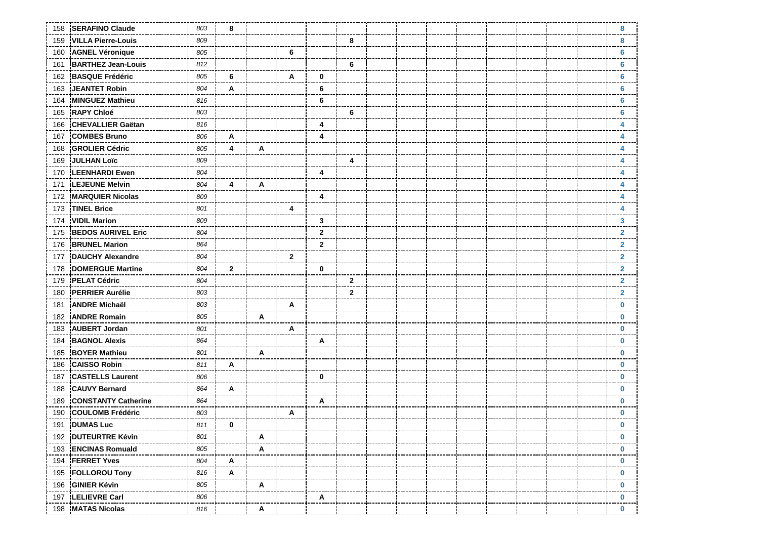| | | | | | | | | | | | | | | | | |
|---|---|---|---|---|---|---|---|---|---|---|---|---|---|---|---|---|
| 158 | **SERAFINO Claude** | *803* | **8** | | | | | | | | | | | | | **8** |
| 159 | **VILLA Pierre-Louis** | *809* | | | | | **8** | | | | | | | | | **8** |
| 160 | **AGNEL Véronique** | *805* | | | **6** | | | | | | | | | | | **6** |
| 161 | **BARTHEZ Jean-Louis** | *812* | | | | | **6** | | | | | | | | | **6** |
| 162 | **BASQUE Frédéric** | *805* | **6** | | **A** | **0** | | | | | | | | | | **6** |
| 163 | **JEANTET Robin** | *804* | **A** | | | **6** | | | | | | | | | | **6** |
| 164 | **MINGUEZ Mathieu** | *816* | | | | **6** | | | | | | | | | | **6** |
| 165 | **RAPY Chloé** | *803* | | | | | **6** | | | | | | | | | **6** |
| 166 | **CHEVALLIER Gaëtan** | *816* | | | | **4** | | | | | | | | | | **4** |
| 167 | **COMBES Bruno** | *806* | **A** | | | **4** | | | | | | | | | | **4** |
| 168 | **GROLIER Cédric** | *805* | **4** | **A** | | | | | | | | | | | | **4** |
| 169 | **JULHAN Loïc** | *809* | | | | | **4** | | | | | | | | | **4** |
| 170 | **LEENHARDI Ewen** | *804* | | | | **4** | | | | | | | | | | **4** |
| 171 | **LEJEUNE Melvin** | *804* | **4** | **A** | | | | | | | | | | | | **4** |
| 172 | **MARQUIER Nicolas** | *809* | | | | **4** | | | | | | | | | | **4** |
| 173 | **TINEL Brice** | *801* | | | **4** | | | | | | | | | | | **4** |
| 174 | **VIDIL Marion** | *809* | | | | **3** | | | | | | | | | | **3** |
| 175 | **BEDOS AURIVEL Eric** | *804* | | | | **2** | | | | | | | | | | **2** |
| 176 | **BRUNEL Marion** | *864* | | | | **2** | | | | | | | | | | **2** |
| 177 | **DAUCHY Alexandre** | *804* | | | **2** | | | | | | | | | | | **2** |
| 178 | **DOMERGUE Martine** | *804* | **2** | | | **0** | | | | | | | | | | **2** |
| 179 | **PELAT Cédric** | *804* | | | | | **2** | | | | | | | | | **2** |
| 180 | **PERRIER Aurélie** | *803* | | | | | **2** | | | | | | | | | **2** |
| 181 | **ANDRE Michaël** | *803* | | | **A** | | | | | | | | | | | **0** |
| 182 | **ANDRE Romain** | *805* | | **A** | | | | | | | | | | | | **0** |
| 183 | **AUBERT Jordan** | *801* | | | **A** | | | | | | | | | | | **0** |
| 184 | **BAGNOL Alexis** | *864* | | | | **A** | | | | | | | | | | **0** |
| 185 | **BOYER Mathieu** | *801* | | **A** | | | | | | | | | | | | **0** |
| 186 | **CAISSO Robin** | *811* | **A** | | | | | | | | | | | | | **0** |
| 187 | **CASTELLS Laurent** | *806* | | | | **0** | | | | | | | | | | **0** |
| 188 | **CAUVY Bernard** | *864* | **A** | | | | | | | | | | | | | **0** |
| 189 | **CONSTANTY Catherine** | *864* | | | | **A** | | | | | | | | | | **0** |
| 190 | **COULOMB Frédéric** | *803* | | | **A** | | | | | | | | | | | **0** |
| 191 | **DUMAS Luc** | *811* | **0** | | | | | | | | | | | | | **0** |
| 192 | **DUTEURTRE Kévin** | *801* | | **A** | | | | | | | | | | | | **0** |
| 193 | **ENCINAS Romuald** | *805* | | **A** | | | | | | | | | | | | **0** |
| 194 | **FERRET Yves** | *804* | **A** | | | | | | | | | | | | | **0** |
| 195 | **FOLLOROU Tony** | *816* | **A** | | | | | | | | | | | | | **0** |
| 196 | **GINIER Kévin** | *805* | | **A** | | | | | | | | | | | | **0** |
| 197 | **LELIEVRE Carl** | *806* | | | | **A** | | | | | | | | | | **0** |
| 198 | **MATAS Nicolas** | *816* | | **A** | | | | | | | | | | | | **0** |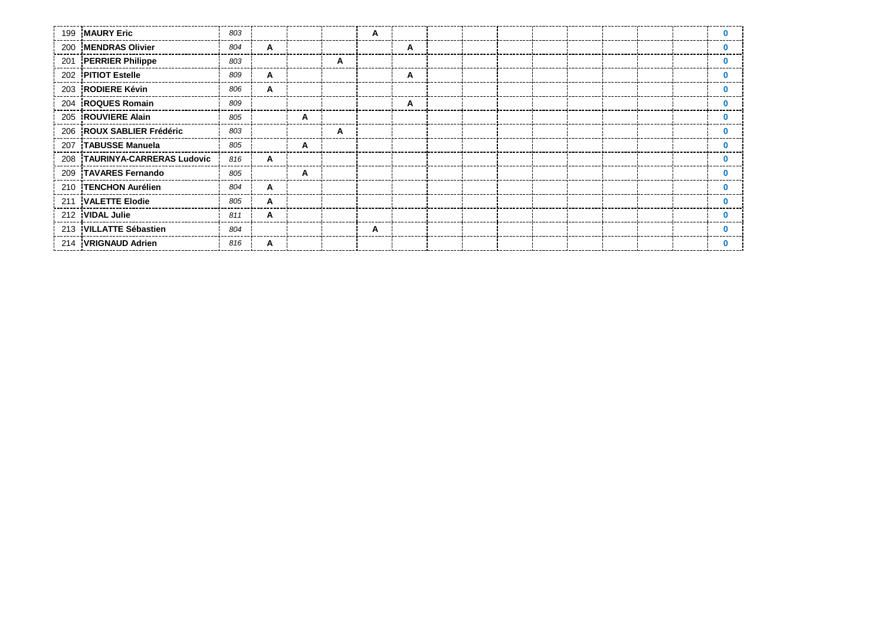| | | | | | | | | | | | | | | | | |
|---|---|---|---|---|---|---|---|---|---|---|---|---|---|---|---|---|
| 199 | **MAURY Eric** | *803* | | | | **A** | | | | | | | | | | **0** |
| 200 | **MENDRAS Olivier** | *804* | **A** | | | | **A** | | | | | | | | | **0** |
| 201 | **PERRIER Philippe** | *803* | | | **A** | | | | | | | | | | | **0** |
| 202 | **PITIOT Estelle** | *809* | **A** | | | | **A** | | | | | | | | | **0** |
| 203 | **RODIERE Kévin** | *806* | **A** | | | | | | | | | | | | | **0** |
| 204 | **ROQUES Romain** | *809* | | | | | **A** | | | | | | | | | **0** |
| 205 | **ROUVIERE Alain** | *805* | | **A** | | | | | | | | | | | | **0** |
| 206 | **ROUX SABLIER Frédéric** | *803* | | | **A** | | | | | | | | | | | **0** |
| 207 | **TABUSSE Manuela** | *805* | | **A** | | | | | | | | | | | | **0** |
| 208 | **TAURINYA-CARRERAS Ludovic** | *816* | **A** | | | | | | | | | | | | | **0** |
| 209 | **TAVARES Fernando** | *805* | | **A** | | | | | | | | | | | | **0** |
| 210 | **TENCHON Aurélien** | *804* | **A** | | | | | | | | | | | | | **0** |
| 211 | **VALETTE Elodie** | *805* | **A** | | | | | | | | | | | | | **0** |
| 212 | **VIDAL Julie** | *811* | **A** | | | | | | | | | | | | | **0** |
| 213 | **VILLATTE Sébastien** | *804* | | | | **A** | | | | | | | | | | **0** |
| 214 | **VRIGNAUD Adrien** | *816* | **A** | | | | | | | | | | | | | **0** |